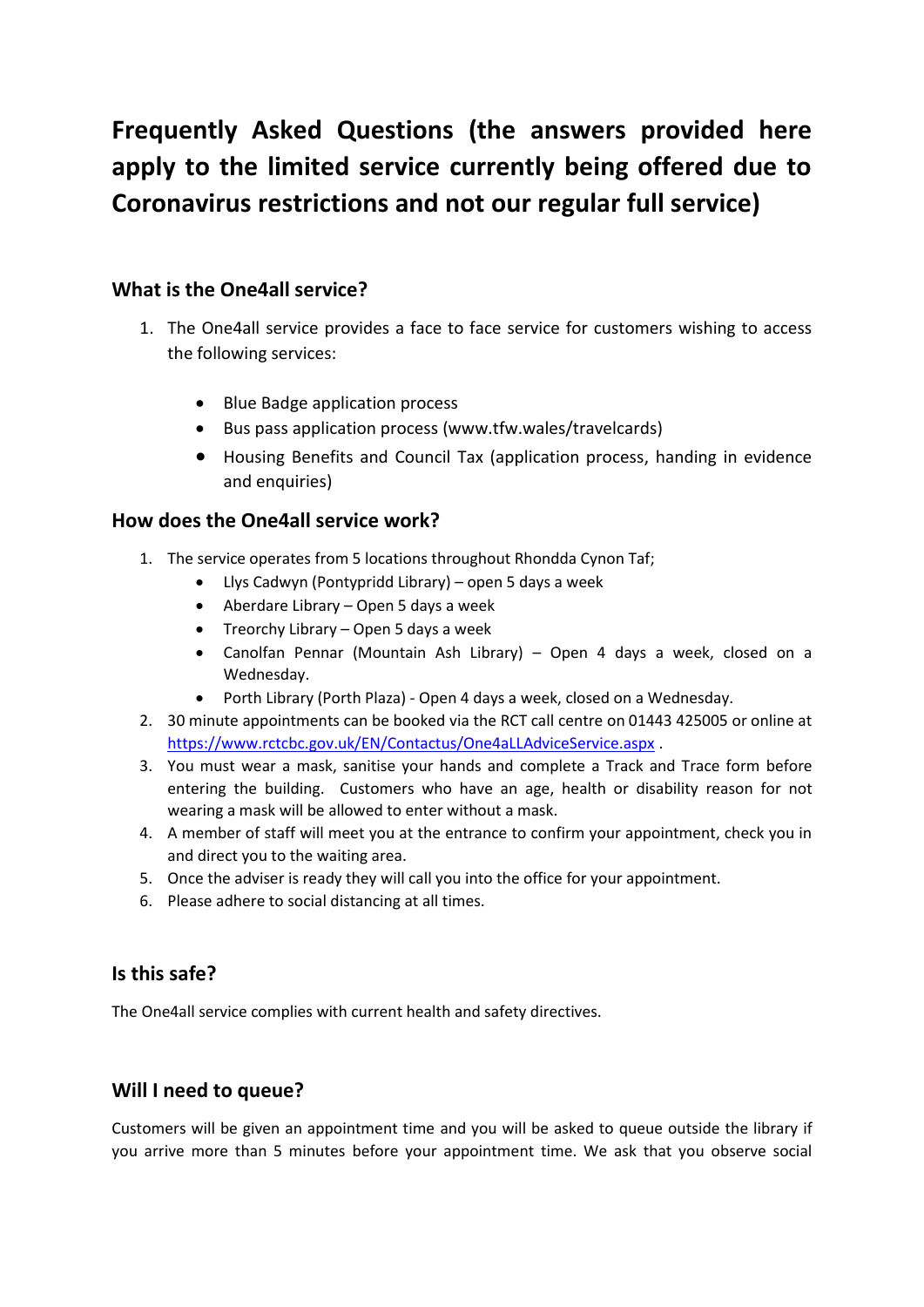# Frequently Asked Questions (the answers provided here apply to the limited service currently being offered due to Coronavirus restrictions and not our regular full service)

## What is the One4all service?

1. The One4all service provides a face to face service for customers wishing to access the following services:

    - Blue Badge application process
    - Bus pass application process (www.tfw.wales/travelcards)
    - Housing Benefits and Council Tax (application process, handing in evidence and enquiries)

## How does the One4all service work?

1. The service operates from 5 locations throughout Rhondda Cynon Taf;
    - Llys Cadwyn (Pontypridd Library) – open 5 days a week
    - Aberdare Library – Open 5 days a week
    - Treorchy Library – Open 5 days a week
    - Canolfan Pennar (Mountain Ash Library) – Open 4 days a week, closed on a Wednesday.
    - Porth Library (Porth Plaza) - Open 4 days a week, closed on a Wednesday.
2. 30 minute appointments can be booked via the RCT call centre on 01443 425005 or online at https://www.rctcbc.gov.uk/EN/Contactus/One4aLLAdviceService.aspx .
3. You must wear a mask, sanitise your hands and complete a Track and Trace form before entering the building. Customers who have an age, health or disability reason for not wearing a mask will be allowed to enter without a mask.
4. A member of staff will meet you at the entrance to confirm your appointment, check you in and direct you to the waiting area.
5. Once the adviser is ready they will call you into the office for your appointment.
6. Please adhere to social distancing at all times.

## Is this safe?

The One4all service complies with current health and safety directives.

## Will I need to queue?

Customers will be given an appointment time and you will be asked to queue outside the library if you arrive more than 5 minutes before your appointment time. We ask that you observe social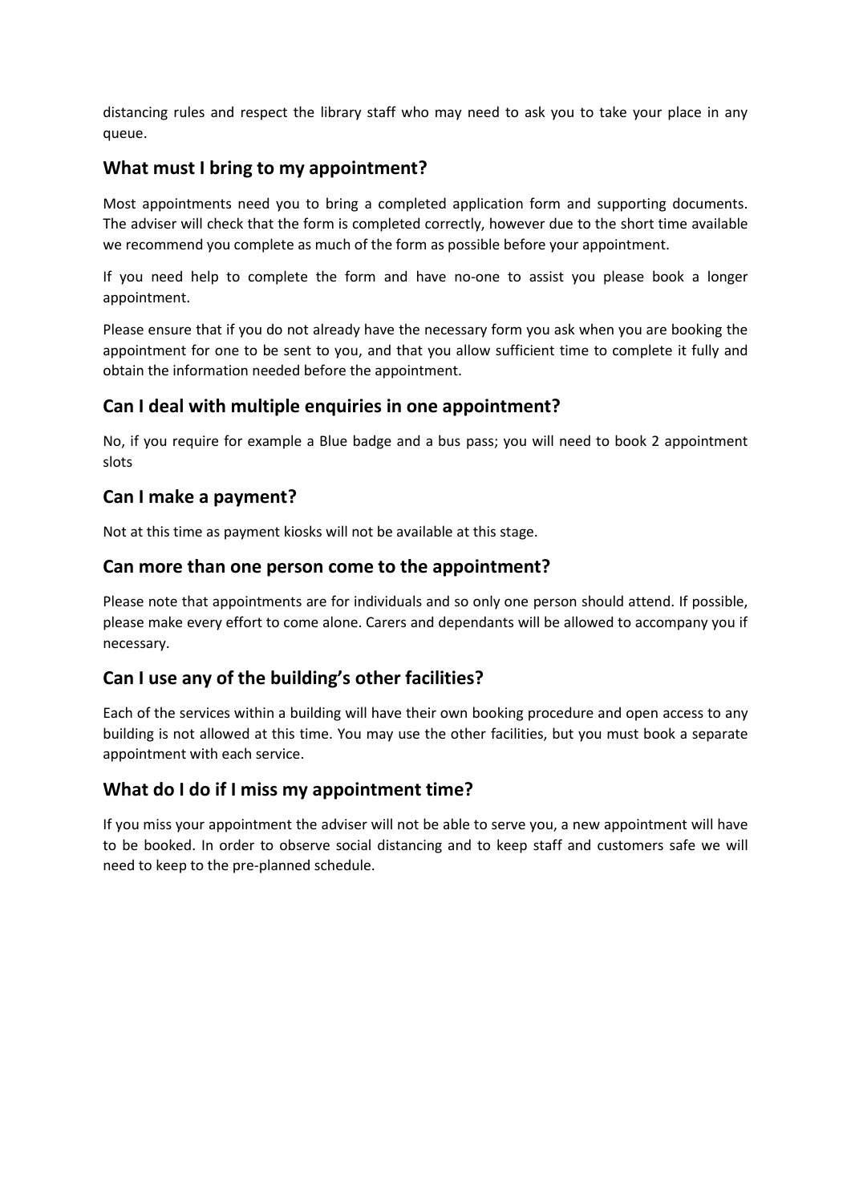distancing rules and respect the library staff who may need to ask you to take your place in any queue.

## What must I bring to my appointment?

Most appointments need you to bring a completed application form and supporting documents. The adviser will check that the form is completed correctly, however due to the short time available we recommend you complete as much of the form as possible before your appointment.

If you need help to complete the form and have no-one to assist you please book a longer appointment.

Please ensure that if you do not already have the necessary form you ask when you are booking the appointment for one to be sent to you, and that you allow sufficient time to complete it fully and obtain the information needed before the appointment.

## Can I deal with multiple enquiries in one appointment?

No, if you require for example a Blue badge and a bus pass; you will need to book 2 appointment slots

## Can I make a payment?

Not at this time as payment kiosks will not be available at this stage.

## Can more than one person come to the appointment?

Please note that appointments are for individuals and so only one person should attend. If possible, please make every effort to come alone. Carers and dependants will be allowed to accompany you if necessary.

## Can I use any of the building's other facilities?

Each of the services within a building will have their own booking procedure and open access to any building is not allowed at this time. You may use the other facilities, but you must book a separate appointment with each service.

## What do I do if I miss my appointment time?

If you miss your appointment the adviser will not be able to serve you, a new appointment will have to be booked. In order to observe social distancing and to keep staff and customers safe we will need to keep to the pre-planned schedule.